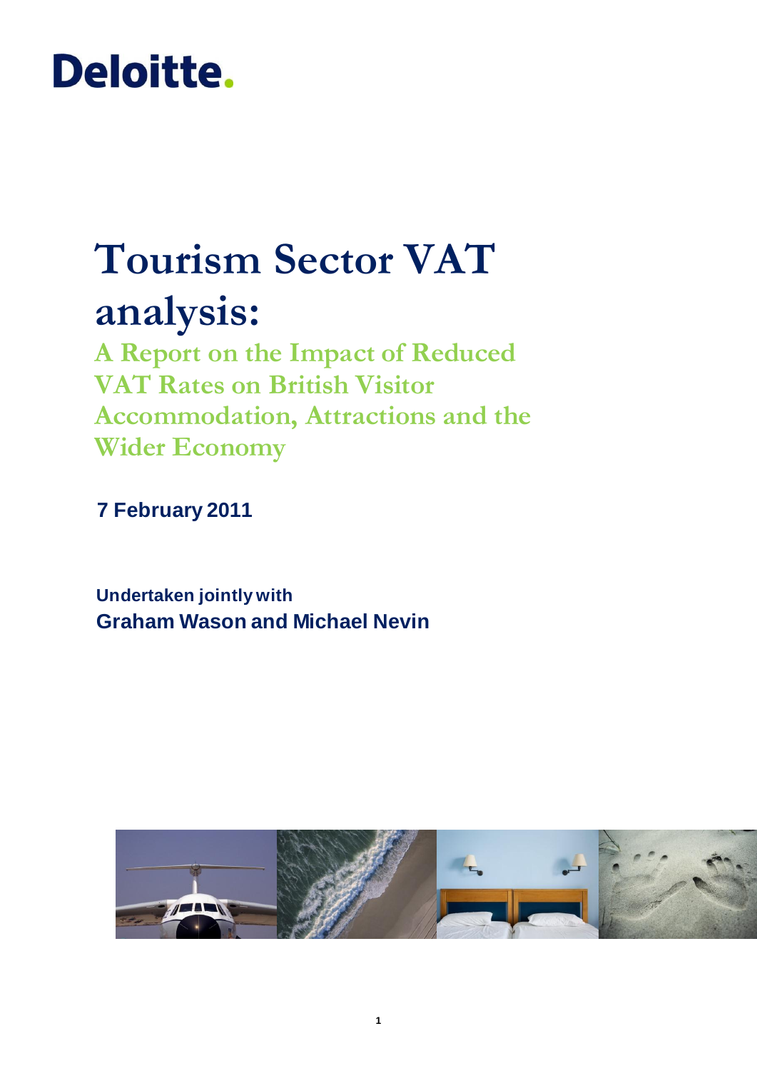Deloitte.

# Tourism Sector VAT analysis:

## A Report on the Impact of Reduced VAT Rates on British Visitor Accommodation, Attractions and the Wider Economy

**7 February 2011**

**Undertaken jointly with**
**Graham Wason and Michael Nevin**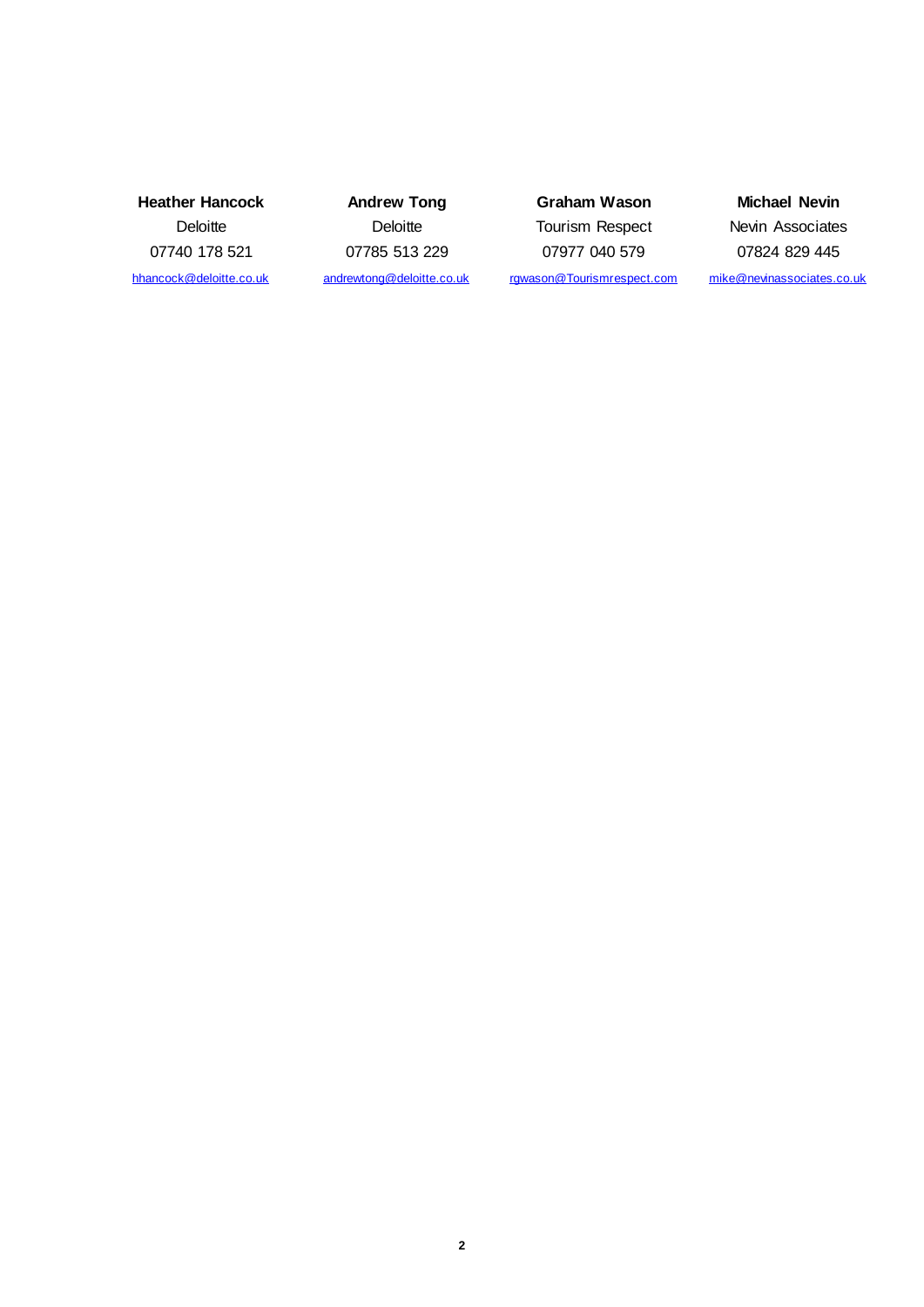| **Heather Hancock** | **Andrew Tong** | **Graham Wason** | **Michael Nevin** |
| --- | --- | --- | --- |
| Deloitte | Deloitte | Tourism Respect | Nevin Associates |
| 07740 178 521 | 07785 513 229 | 07977 040 579 | 07824 829 445 |
| hhancock@deloitte.co.uk | andrewtong@deloitte.co.uk | rgwason@Tourismrespect.com | mike@nevinassociates.co.uk |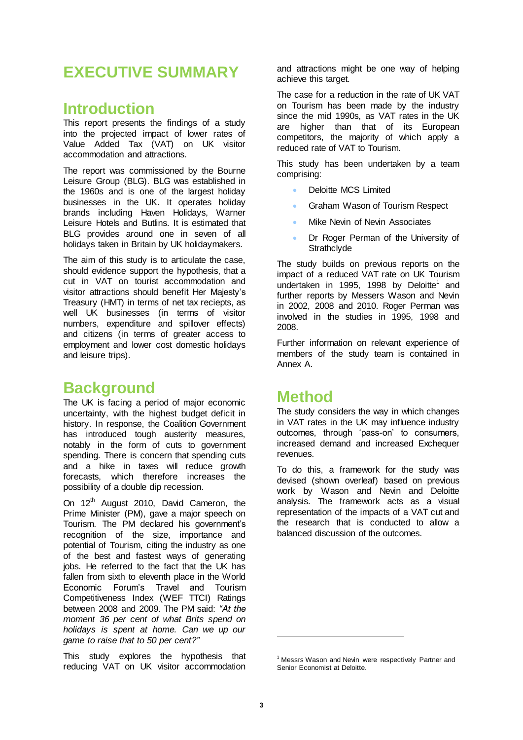# EXECUTIVE SUMMARY

## Introduction

This report presents the findings of a study into the projected impact of lower rates of Value Added Tax (VAT) on UK visitor accommodation and attractions.

The report was commissioned by the Bourne Leisure Group (BLG). BLG was established in the 1960s and is one of the largest holiday businesses in the UK. It operates holiday brands including Haven Holidays, Warner Leisure Hotels and Butlins. It is estimated that BLG provides around one in seven of all holidays taken in Britain by UK holidaymakers.

The aim of this study is to articulate the case, should evidence support the hypothesis, that a cut in VAT on tourist accommodation and visitor attractions should benefit Her Majesty's Treasury (HMT) in terms of net tax reciepts, as well UK businesses (in terms of visitor numbers, expenditure and spillover effects) and citizens (in terms of greater access to employment and lower cost domestic holidays and leisure trips).

## Background

The UK is facing a period of major economic uncertainty, with the highest budget deficit in history. In response, the Coalition Government has introduced tough austerity measures, notably in the form of cuts to government spending. There is concern that spending cuts and a hike in taxes will reduce growth forecasts, which therefore increases the possibility of a double dip recession.

On 12th August 2010, David Cameron, the Prime Minister (PM), gave a major speech on Tourism. The PM declared his government's recognition of the size, importance and potential of Tourism, citing the industry as one of the best and fastest ways of generating jobs. He referred to the fact that the UK has fallen from sixth to eleventh place in the World Economic Forum's Travel and Tourism Competitiveness Index (WEF TTCI) Ratings between 2008 and 2009. The PM said: *"At the moment 36 per cent of what Brits spend on holidays is spent at home. Can we up our game to raise that to 50 per cent?"*

This study explores the hypothesis that reducing VAT on UK visitor accommodation and attractions might be one way of helping achieve this target.

The case for a reduction in the rate of UK VAT on Tourism has been made by the industry since the mid 1990s, as VAT rates in the UK are higher than that of its European competitors, the majority of which apply a reduced rate of VAT to Tourism.

This study has been undertaken by a team comprising:

- Deloitte MCS Limited
- Graham Wason of Tourism Respect
- Mike Nevin of Nevin Associates
- Dr Roger Perman of the University of Strathclyde

The study builds on previous reports on the impact of a reduced VAT rate on UK Tourism undertaken in 1995, 1998 by Deloitte[1] and further reports by Messers Wason and Nevin in 2002, 2008 and 2010. Roger Perman was involved in the studies in 1995, 1998 and 2008.

Further information on relevant experience of members of the study team is contained in Annex A.

## Method

The study considers the way in which changes in VAT rates in the UK may influence industry outcomes, through 'pass-on' to consumers, increased demand and increased Exchequer revenues.

To do this, a framework for the study was devised (shown overleaf) based on previous work by Wason and Nevin and Deloitte analysis. The framework acts as a visual representation of the impacts of a VAT cut and the research that is conducted to allow a balanced discussion of the outcomes.

---

[1] Messrs Wason and Nevin were respectively Partner and Senior Economist at Deloitte.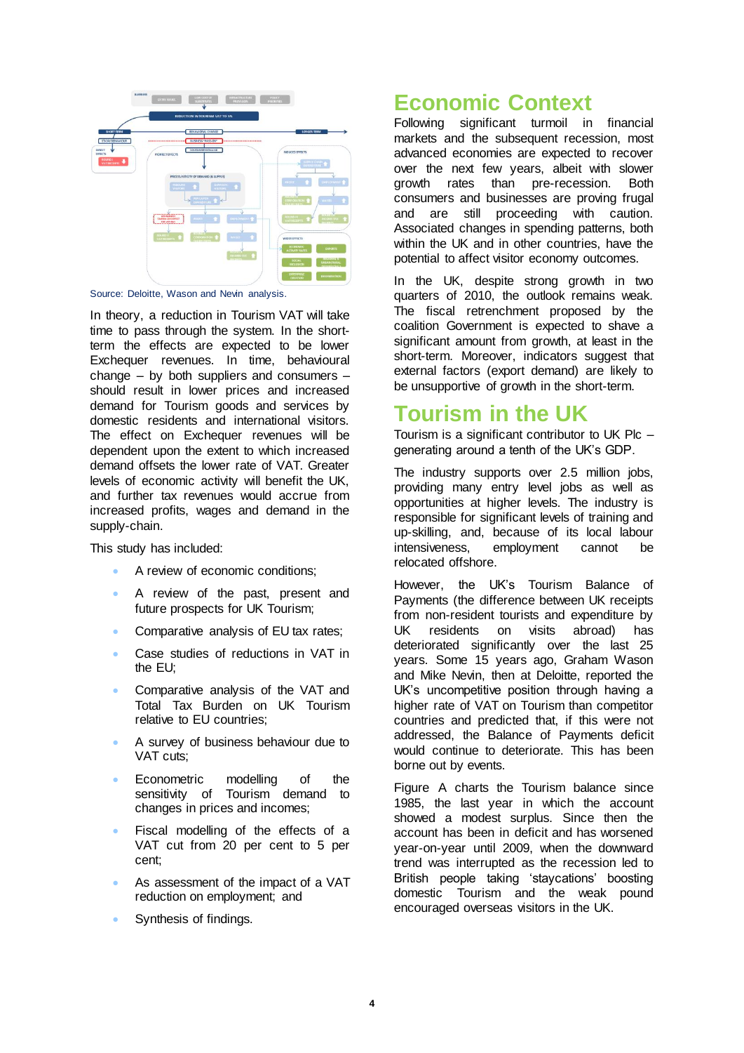Source: Deloitte, Wason and Nevin analysis.

In theory, a reduction in Tourism VAT will take time to pass through the system. In the short-term the effects are expected to be lower Exchequer revenues. In time, behavioural change – by both suppliers and consumers – should result in lower prices and increased demand for Tourism goods and services by domestic residents and international visitors. The effect on Exchequer revenues will be dependent upon the extent to which increased demand offsets the lower rate of VAT. Greater levels of economic activity will benefit the UK, and further tax revenues would accrue from increased profits, wages and demand in the supply-chain.

This study has included:

- A review of economic conditions;
- A review of the past, present and future prospects for UK Tourism;
- Comparative analysis of EU tax rates;
- Case studies of reductions in VAT in the EU;
- Comparative analysis of the VAT and Total Tax Burden on UK Tourism relative to EU countries;
- A survey of business behaviour due to VAT cuts;
- Econometric modelling of the sensitivity of Tourism demand to changes in prices and incomes;
- Fiscal modelling of the effects of a VAT cut from 20 per cent to 5 per cent;
- As assessment of the impact of a VAT reduction on employment; and
- Synthesis of findings.

## Economic Context

Following significant turmoil in financial markets and the subsequent recession, most advanced economies are expected to recover over the next few years, albeit with slower growth rates than pre-recession. Both consumers and businesses are proving frugal and are still proceeding with caution. Associated changes in spending patterns, both within the UK and in other countries, have the potential to affect visitor economy outcomes.

In the UK, despite strong growth in two quarters of 2010, the outlook remains weak. The fiscal retrenchment proposed by the coalition Government is expected to shave a significant amount from growth, at least in the short-term. Moreover, indicators suggest that external factors (export demand) are likely to be unsupportive of growth in the short-term.

## Tourism in the UK

Tourism is a significant contributor to UK Plc – generating around a tenth of the UK's GDP.

The industry supports over 2.5 million jobs, providing many entry level jobs as well as opportunities at higher levels. The industry is responsible for significant levels of training and up-skilling, and, because of its local labour intensiveness, employment cannot be relocated offshore.

However, the UK's Tourism Balance of Payments (the difference between UK receipts from non-resident tourists and expenditure by UK residents on visits abroad) has deteriorated significantly over the last 25 years. Some 15 years ago, Graham Wason and Mike Nevin, then at Deloitte, reported the UK's uncompetitive position through having a higher rate of VAT on Tourism than competitor countries and predicted that, if this were not addressed, the Balance of Payments deficit would continue to deteriorate. This has been borne out by events.

Figure A charts the Tourism balance since 1985, the last year in which the account showed a modest surplus. Since then the account has been in deficit and has worsened year-on-year until 2009, when the downward trend was interrupted as the recession led to British people taking 'staycations' boosting domestic Tourism and the weak pound encouraged overseas visitors in the UK.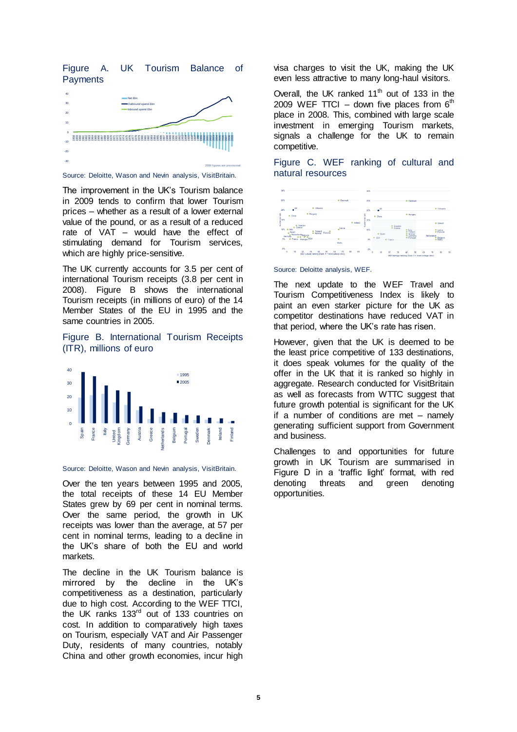Figure A. UK Tourism Balance of Payments

Source: Deloitte, Wason and Nevin analysis, VisitBritain.

The improvement in the UK's Tourism balance in 2009 tends to confirm that lower Tourism prices – whether as a result of a lower external value of the pound, or as a result of a reduced rate of VAT – would have the effect of stimulating demand for Tourism services, which are highly price-sensitive.

The UK currently accounts for 3.5 per cent of international Tourism receipts (3.8 per cent in 2008). Figure B shows the international Tourism receipts (in millions of euro) of the 14 Member States of the EU in 1995 and the same countries in 2005.

Figure B. International Tourism Receipts (ITR), millions of euro

Source: Deloitte, Wason and Nevin analysis, VisitBritain.

Over the ten years between 1995 and 2005, the total receipts of these 14 EU Member States grew by 69 per cent in nominal terms. Over the same period, the growth in UK receipts was lower than the average, at 57 per cent in nominal terms, leading to a decline in the UK's share of both the EU and world markets.

The decline in the UK Tourism balance is mirrored by the decline in the UK's competitiveness as a destination, particularly due to high cost. According to the WEF TTCI, the UK ranks 133rd out of 133 countries on cost. In addition to comparatively high taxes on Tourism, especially VAT and Air Passenger Duty, residents of many countries, notably China and other growth economies, incur high visa charges to visit the UK, making the UK even less attractive to many long-haul visitors.

Overall, the UK ranked 11th out of 133 in the 2009 WEF TTCI – down five places from 6th place in 2008. This, combined with large scale investment in emerging Tourism markets, signals a challenge for the UK to remain competitive.

Figure C. WEF ranking of cultural and natural resources

Source: Deloitte analysis, WEF.

The next update to the WEF Travel and Tourism Competitiveness Index is likely to paint an even starker picture for the UK as competitor destinations have reduced VAT in that period, where the UK's rate has risen.

However, given that the UK is deemed to be the least price competitive of 133 destinations, it does speak volumes for the quality of the offer in the UK that it is ranked so highly in aggregate. Research conducted for VisitBritain as well as forecasts from WTTC suggest that future growth potential is significant for the UK if a number of conditions are met – namely generating sufficient support from Government and business.

Challenges to and opportunities for future growth in UK Tourism are summarised in Figure D in a 'traffic light' format, with red denoting threats and green denoting opportunities.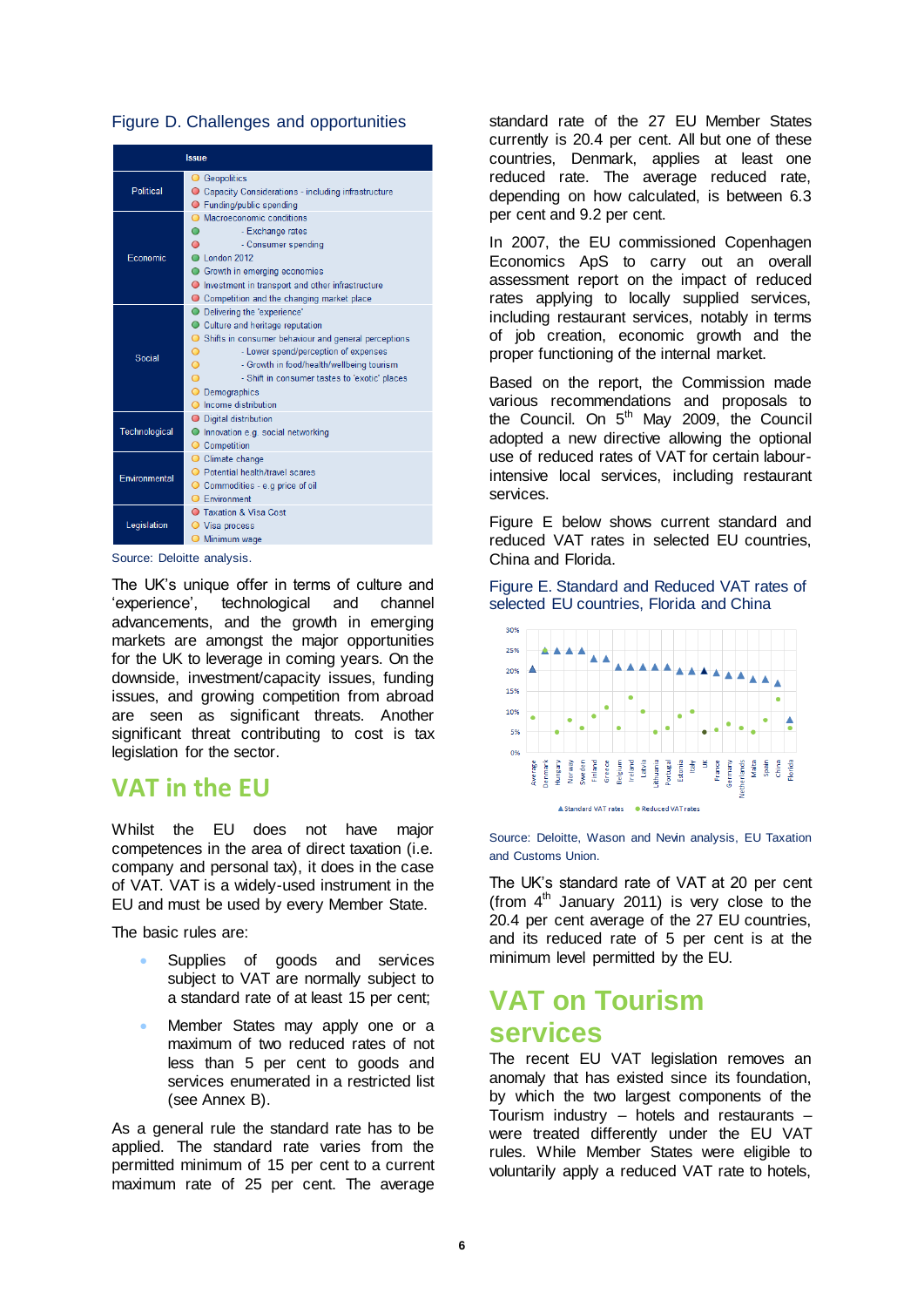Figure D. Challenges and opportunities

| | Issue |
|---|---|
| Political | Geopolitics |
| | Capacity Considerations - including infrastructure |
| | Funding/public spending |
| Economic | Macroeconomic conditions |
| | - Exchange rates |
| | - Consumer spending |
| | London 2012 |
| | Growth in emerging economies |
| | Investment in transport and other infrastructure |
| | Competition and the changing market place |
| Social | Delivering the 'experience' |
| | Culture and heritage reputation |
| | Shifts in consumer behaviour and general perceptions |
| | - Lower spend/perception of expenses |
| | - Growth in food/health/wellbeing tourism |
| | - Shift in consumer tastes to 'exotic' places |
| | Demographics |
| | Income distribution |
| Technological | Digital distribution |
| | Innovation e.g. social networking |
| | Competition |
| Environmental | Climate change |
| | Potential health/travel scares |
| | Commodities - e.g price of oil |
| | Environment |
| Legislation | Taxation & Visa Cost |
| | Visa process |
| | Minimum wage |

Source: Deloitte analysis.

The UK's unique offer in terms of culture and 'experience', technological and channel advancements, and the growth in emerging markets are amongst the major opportunities for the UK to leverage in coming years. On the downside, investment/capacity issues, funding issues, and growing competition from abroad are seen as significant threats. Another significant threat contributing to cost is tax legislation for the sector.

## VAT in the EU

Whilst the EU does not have major competences in the area of direct taxation (i.e. company and personal tax), it does in the case of VAT. VAT is a widely-used instrument in the EU and must be used by every Member State.

The basic rules are:

- Supplies of goods and services subject to VAT are normally subject to a standard rate of at least 15 per cent;
- Member States may apply one or a maximum of two reduced rates of not less than 5 per cent to goods and services enumerated in a restricted list (see Annex B).

As a general rule the standard rate has to be applied. The standard rate varies from the permitted minimum of 15 per cent to a current maximum rate of 25 per cent. The average standard rate of the 27 EU Member States currently is 20.4 per cent. All but one of these countries, Denmark, applies at least one reduced rate. The average reduced rate, depending on how calculated, is between 6.3 per cent and 9.2 per cent.

In 2007, the EU commissioned Copenhagen Economics ApS to carry out an overall assessment report on the impact of reduced rates applying to locally supplied services, including restaurant services, notably in terms of job creation, economic growth and the proper functioning of the internal market.

Based on the report, the Commission made various recommendations and proposals to the Council. On 5th May 2009, the Council adopted a new directive allowing the optional use of reduced rates of VAT for certain labour-intensive local services, including restaurant services.

Figure E below shows current standard and reduced VAT rates in selected EU countries, China and Florida.

Figure E. Standard and Reduced VAT rates of selected EU countries, Florida and China

Source: Deloitte, Wason and Nevin analysis, EU Taxation and Customs Union.

The UK's standard rate of VAT at 20 per cent (from 4th January 2011) is very close to the 20.4 per cent average of the 27 EU countries, and its reduced rate of 5 per cent is at the minimum level permitted by the EU.

## VAT on Tourism services

The recent EU VAT legislation removes an anomaly that has existed since its foundation, by which the two largest components of the Tourism industry – hotels and restaurants – were treated differently under the EU VAT rules. While Member States were eligible to voluntarily apply a reduced VAT rate to hotels,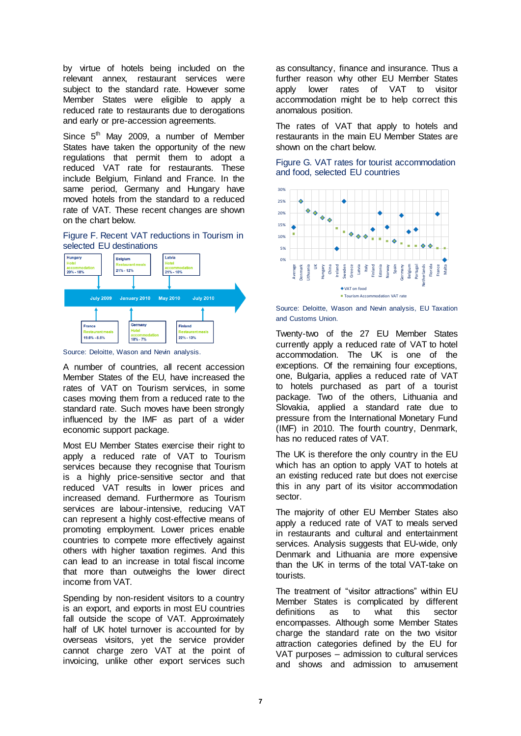by virtue of hotels being included on the relevant annex, restaurant services were subject to the standard rate. However some Member States were eligible to apply a reduced rate to restaurants due to derogations and early or pre-accession agreements.

Since 5th May 2009, a number of Member States have taken the opportunity of the new regulations that permit them to adopt a reduced VAT rate for restaurants. These include Belgium, Finland and France. In the same period, Germany and Hungary have moved hotels from the standard to a reduced rate of VAT. These recent changes are shown on the chart below.

Figure F. Recent VAT reductions in Tourism in selected EU destinations

| Date | Country | Sector | Change |
|---|---|---|---|
| July 2009 | Hungary | Hotel accommodation | 20% - 18% |
| July 2009 | France | Restaurant meals | 19.6% - 5.5% |
| January 2010 | Belgium | Restaurant meals | 21% - 12% |
| January 2010 | Germany | Hotel accommodation | 19% - 7% |
| May 2010 | Latvia | Hotel accommodation | 21% - 10% |
| July 2010 | Finland | Restaurant meals | 22% - 13% |

Source: Deloitte, Wason and Nevin analysis.

A number of countries, all recent accession Member States of the EU, have increased the rates of VAT on Tourism services, in some cases moving them from a reduced rate to the standard rate. Such moves have been strongly influenced by the IMF as part of a wider economic support package.

Most EU Member States exercise their right to apply a reduced rate of VAT to Tourism services because they recognise that Tourism is a highly price-sensitive sector and that reduced VAT results in lower prices and increased demand. Furthermore as Tourism services are labour-intensive, reducing VAT can represent a highly cost-effective means of promoting employment. Lower prices enable countries to compete more effectively against others with higher taxation regimes. And this can lead to an increase in total fiscal income that more than outweighs the lower direct income from VAT.

Spending by non-resident visitors to a country is an export, and exports in most EU countries fall outside the scope of VAT. Approximately half of UK hotel turnover is accounted for by overseas visitors, yet the service provider cannot charge zero VAT at the point of invoicing, unlike other export services such as consultancy, finance and insurance. Thus a further reason why other EU Member States apply lower rates of VAT to visitor accommodation might be to help correct this anomalous position.

The rates of VAT that apply to hotels and restaurants in the main EU Member States are shown on the chart below.

Figure G. VAT rates for tourist accommodation and food, selected EU countries

Source: Deloitte, Wason and Nevin analysis, EU Taxation and Customs Union.

Twenty-two of the 27 EU Member States currently apply a reduced rate of VAT to hotel accommodation. The UK is one of the exceptions. Of the remaining four exceptions, one, Bulgaria, applies a reduced rate of VAT to hotels purchased as part of a tourist package. Two of the others, Lithuania and Slovakia, applied a standard rate due to pressure from the International Monetary Fund (IMF) in 2010. The fourth country, Denmark, has no reduced rates of VAT.

The UK is therefore the only country in the EU which has an option to apply VAT to hotels at an existing reduced rate but does not exercise this in any part of its visitor accommodation sector.

The majority of other EU Member States also apply a reduced rate of VAT to meals served in restaurants and cultural and entertainment services. Analysis suggests that EU-wide, only Denmark and Lithuania are more expensive than the UK in terms of the total VAT-take on tourists.

The treatment of "visitor attractions" within EU Member States is complicated by different definitions as to what this sector encompasses. Although some Member States charge the standard rate on the two visitor attraction categories defined by the EU for VAT purposes – admission to cultural services and shows and admission to amusement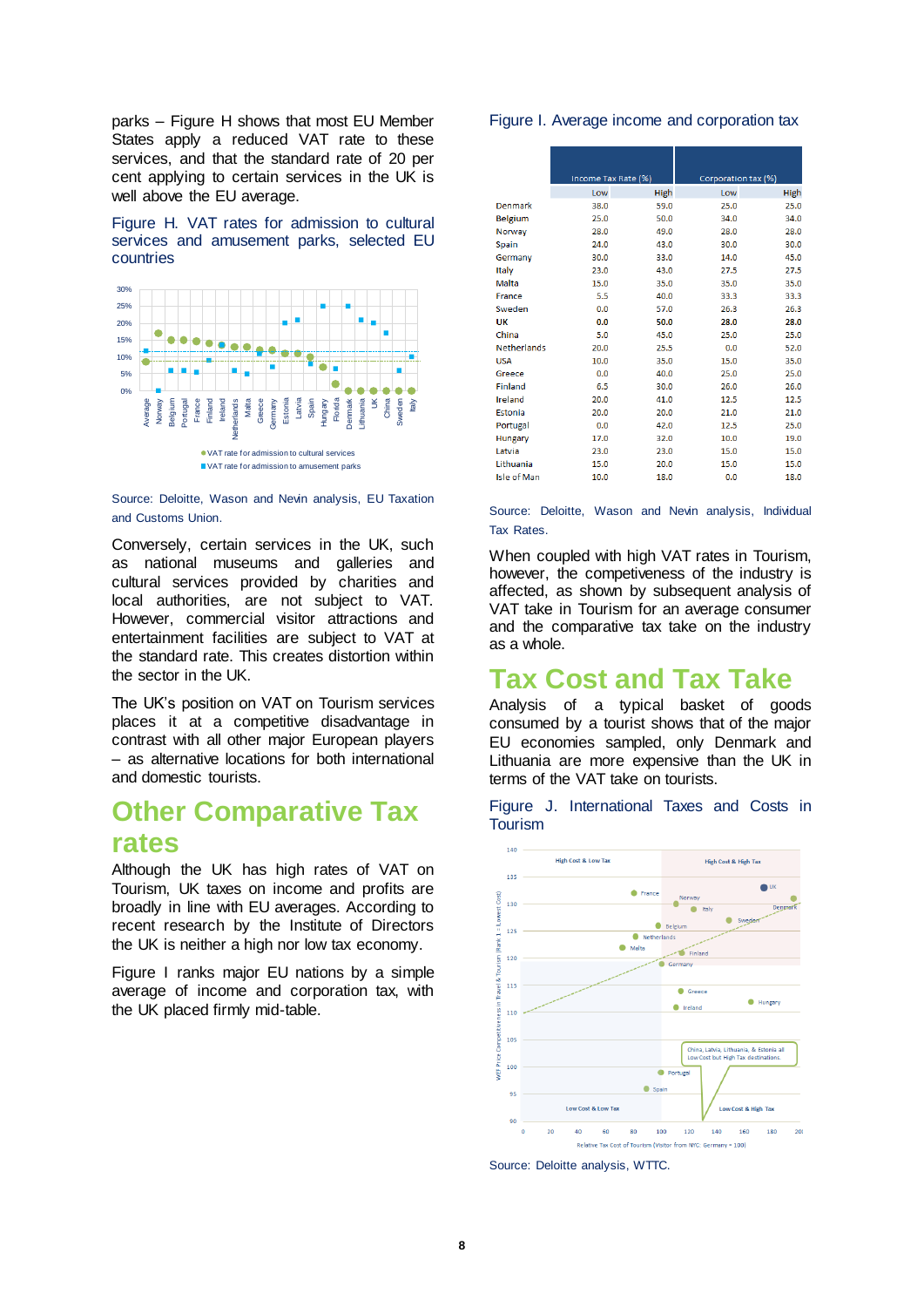parks – Figure H shows that most EU Member States apply a reduced VAT rate to these services, and that the standard rate of 20 per cent applying to certain services in the UK is well above the EU average.

Figure H. VAT rates for admission to cultural services and amusement parks, selected EU countries

Source: Deloitte, Wason and Nevin analysis, EU Taxation and Customs Union.

Conversely, certain services in the UK, such as national museums and galleries and cultural services provided by charities and local authorities, are not subject to VAT. However, commercial visitor attractions and entertainment facilities are subject to VAT at the standard rate. This creates distortion within the sector in the UK.

The UK's position on VAT on Tourism services places it at a competitive disadvantage in contrast with all other major European players – as alternative locations for both international and domestic tourists.

## Other Comparative Tax rates

Although the UK has high rates of VAT on Tourism, UK taxes on income and profits are broadly in line with EU averages. According to recent research by the Institute of Directors the UK is neither a high nor low tax economy.

Figure I ranks major EU nations by a simple average of income and corporation tax, with the UK placed firmly mid-table.

Figure I. Average income and corporation tax

| | Income Tax Rate (%) | | Corporation tax (%) | |
|---|---|---|---|---|
| | Low | High | Low | High |
| Denmark | 38.0 | 59.0 | 25.0 | 25.0 |
| Belgium | 25.0 | 50.0 | 34.0 | 34.0 |
| Norway | 28.0 | 49.0 | 28.0 | 28.0 |
| Spain | 24.0 | 43.0 | 30.0 | 30.0 |
| Germany | 30.0 | 33.0 | 14.0 | 45.0 |
| Italy | 23.0 | 43.0 | 27.5 | 27.5 |
| Malta | 15.0 | 35.0 | 35.0 | 35.0 |
| France | 5.5 | 40.0 | 33.3 | 33.3 |
| Sweden | 0.0 | 57.0 | 26.3 | 26.3 |
| **UK** | **0.0** | **50.0** | **28.0** | **28.0** |
| China | 5.0 | 45.0 | 25.0 | 25.0 |
| Netherlands | 20.0 | 25.5 | 0.0 | 52.0 |
| USA | 10.0 | 35.0 | 15.0 | 35.0 |
| Greece | 0.0 | 40.0 | 25.0 | 25.0 |
| Finland | 6.5 | 30.0 | 26.0 | 26.0 |
| Ireland | 20.0 | 41.0 | 12.5 | 12.5 |
| Estonia | 20.0 | 20.0 | 21.0 | 21.0 |
| Portugal | 0.0 | 42.0 | 12.5 | 25.0 |
| Hungary | 17.0 | 32.0 | 10.0 | 19.0 |
| Latvia | 23.0 | 23.0 | 15.0 | 15.0 |
| Lithuania | 15.0 | 20.0 | 15.0 | 15.0 |
| Isle of Man | 10.0 | 18.0 | 0.0 | 18.0 |

Source: Deloitte, Wason and Nevin analysis, Individual Tax Rates.

When coupled with high VAT rates in Tourism, however, the competiveness of the industry is affected, as shown by subsequent analysis of VAT take in Tourism for an average consumer and the comparative tax take on the industry as a whole.

## Tax Cost and Tax Take

Analysis of a typical basket of goods consumed by a tourist shows that of the major EU economies sampled, only Denmark and Lithuania are more expensive than the UK in terms of the VAT take on tourists.

Figure J. International Taxes and Costs in Tourism

Source: Deloitte analysis, WTTC.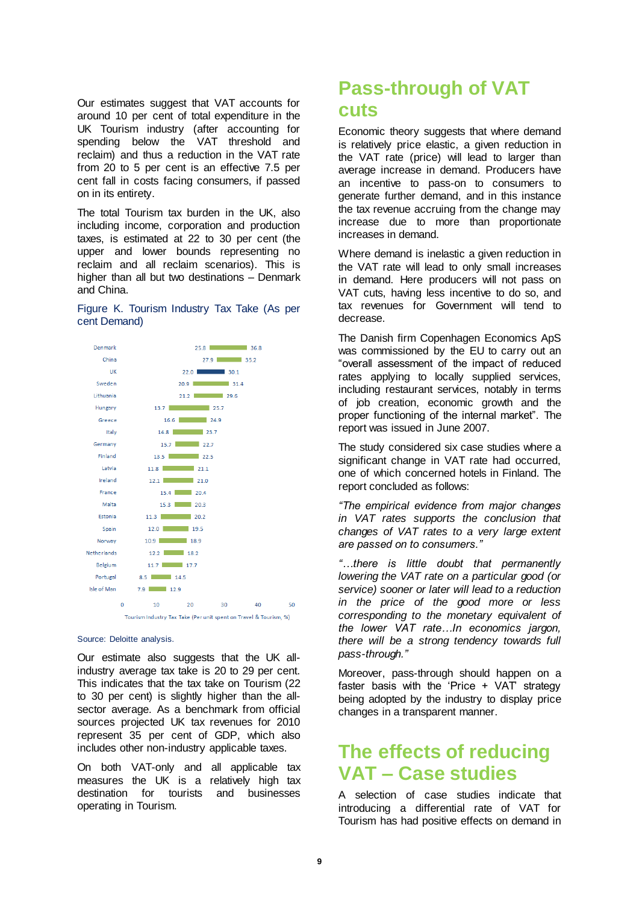Our estimates suggest that VAT accounts for around 10 per cent of total expenditure in the UK Tourism industry (after accounting for spending below the VAT threshold and reclaim) and thus a reduction in the VAT rate from 20 to 5 per cent is an effective 7.5 per cent fall in costs facing consumers, if passed on in its entirety.

The total Tourism tax burden in the UK, also including income, corporation and production taxes, is estimated at 22 to 30 per cent (the upper and lower bounds representing no reclaim and all reclaim scenarios). This is higher than all but two destinations – Denmark and China.

Figure K. Tourism Industry Tax Take (As per cent Demand)

| Country | Lower | Upper |
|---|---|---|
| Denmark | 25.8 | 36.8 |
| China | 27.9 | 35.2 |
| UK | 22.0 | 30.1 |
| Sweden | 20.9 | 31.4 |
| Lithuania | 21.2 | 29.6 |
| Hungary | 13.7 | 25.7 |
| Greece | 16.6 | 24.9 |
| Italy | 14.8 | 23.7 |
| Germany | 15.7 | 22.7 |
| Finland | 13.5 | 22.5 |
| Latvia | 11.8 | 21.1 |
| Ireland | 12.1 | 21.0 |
| France | 15.4 | 20.4 |
| Malta | 15.3 | 20.3 |
| Estonia | 11.3 | 20.2 |
| Spain | 12.0 | 19.5 |
| Norway | 10.9 | 18.9 |
| Netherlands | 12.2 | 18.2 |
| Belgium | 11.7 | 17.7 |
| Portugal | 8.5 | 14.5 |
| Isle of Man | 7.9 | 12.9 |

Tourism Industry Tax Take (Per unit spent on Travel & Tourism, %)

Source: Deloitte analysis.

Our estimate also suggests that the UK all-industry average tax take is 20 to 29 per cent. This indicates that the tax take on Tourism (22 to 30 per cent) is slightly higher than the all-sector average. As a benchmark from official sources projected UK tax revenues for 2010 represent 35 per cent of GDP, which also includes other non-industry applicable taxes.

On both VAT-only and all applicable tax measures the UK is a relatively high tax destination for tourists and businesses operating in Tourism.

## Pass-through of VAT cuts

Economic theory suggests that where demand is relatively price elastic, a given reduction in the VAT rate (price) will lead to larger than average increase in demand. Producers have an incentive to pass-on to consumers to generate further demand, and in this instance the tax revenue accruing from the change may increase due to more than proportionate increases in demand.

Where demand is inelastic a given reduction in the VAT rate will lead to only small increases in demand. Here producers will not pass on VAT cuts, having less incentive to do so, and tax revenues for Government will tend to decrease.

The Danish firm Copenhagen Economics ApS was commissioned by the EU to carry out an "overall assessment of the impact of reduced rates applying to locally supplied services, including restaurant services, notably in terms of job creation, economic growth and the proper functioning of the internal market". The report was issued in June 2007.

The study considered six case studies where a significant change in VAT rate had occurred, one of which concerned hotels in Finland. The report concluded as follows:

*"The empirical evidence from major changes in VAT rates supports the conclusion that changes of VAT rates to a very large extent are passed on to consumers."*

*"…there is little doubt that permanently lowering the VAT rate on a particular good (or service) sooner or later will lead to a reduction in the price of the good more or less corresponding to the monetary equivalent of the lower VAT rate…In economics jargon, there will be a strong tendency towards full pass-through."*

Moreover, pass-through should happen on a faster basis with the 'Price + VAT' strategy being adopted by the industry to display price changes in a transparent manner.

## The effects of reducing VAT – Case studies

A selection of case studies indicate that introducing a differential rate of VAT for Tourism has had positive effects on demand in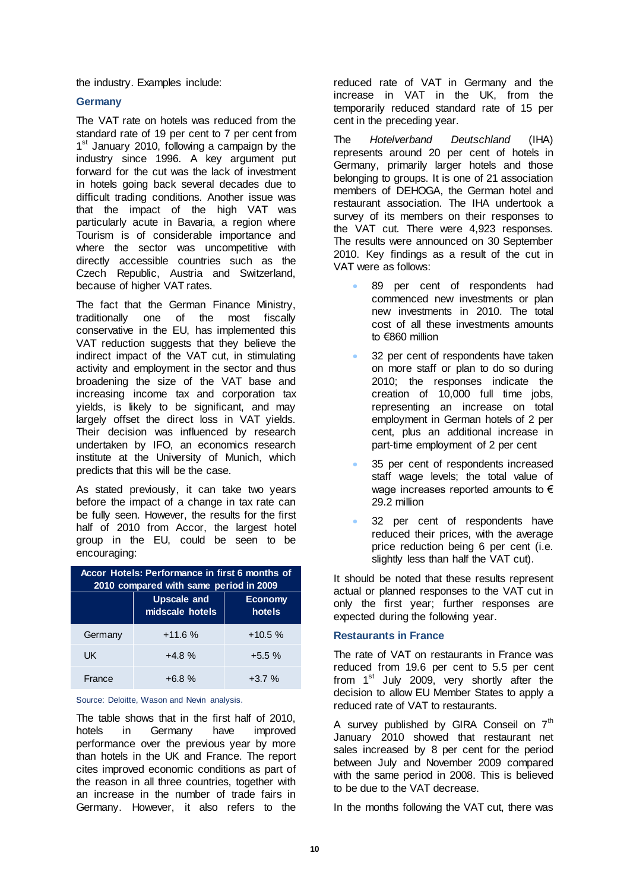the industry. Examples include:

### Germany

The VAT rate on hotels was reduced from the standard rate of 19 per cent to 7 per cent from 1st January 2010, following a campaign by the industry since 1996. A key argument put forward for the cut was the lack of investment in hotels going back several decades due to difficult trading conditions. Another issue was that the impact of the high VAT was particularly acute in Bavaria, a region where Tourism is of considerable importance and where the sector was uncompetitive with directly accessible countries such as the Czech Republic, Austria and Switzerland, because of higher VAT rates.

The fact that the German Finance Ministry, traditionally one of the most fiscally conservative in the EU, has implemented this VAT reduction suggests that they believe the indirect impact of the VAT cut, in stimulating activity and employment in the sector and thus broadening the size of the VAT base and increasing income tax and corporation tax yields, is likely to be significant, and may largely offset the direct loss in VAT yields. Their decision was influenced by research undertaken by IFO, an economics research institute at the University of Munich, which predicts that this will be the case.

As stated previously, it can take two years before the impact of a change in tax rate can be fully seen. However, the results for the first half of 2010 from Accor, the largest hotel group in the EU, could be seen to be encouraging:

| Accor Hotels: Performance in first 6 months of 2010 compared with same period in 2009 | | |
|---|---|---|
| | Upscale and midscale hotels | Economy hotels |
| Germany | +11.6 % | +10.5 % |
| UK | +4.8 % | +5.5 % |
| France | +6.8 % | +3.7 % |

Source: Deloitte, Wason and Nevin analysis.

The table shows that in the first half of 2010, hotels in Germany have improved performance over the previous year by more than hotels in the UK and France. The report cites improved economic conditions as part of the reason in all three countries, together with an increase in the number of trade fairs in Germany. However, it also refers to the reduced rate of VAT in Germany and the increase in VAT in the UK, from the temporarily reduced standard rate of 15 per cent in the preceding year.

The *Hotelverband Deutschland* (IHA) represents around 20 per cent of hotels in Germany, primarily larger hotels and those belonging to groups. It is one of 21 association members of DEHOGA, the German hotel and restaurant association. The IHA undertook a survey of its members on their responses to the VAT cut. There were 4,923 responses. The results were announced on 30 September 2010. Key findings as a result of the cut in VAT were as follows:

- 89 per cent of respondents had commenced new investments or plan new investments in 2010. The total cost of all these investments amounts to €860 million
- 32 per cent of respondents have taken on more staff or plan to do so during 2010; the responses indicate the creation of 10,000 full time jobs, representing an increase on total employment in German hotels of 2 per cent, plus an additional increase in part-time employment of 2 per cent
- 35 per cent of respondents increased staff wage levels; the total value of wage increases reported amounts to € 29.2 million
- 32 per cent of respondents have reduced their prices, with the average price reduction being 6 per cent (i.e. slightly less than half the VAT cut).

It should be noted that these results represent actual or planned responses to the VAT cut in only the first year; further responses are expected during the following year.

### Restaurants in France

The rate of VAT on restaurants in France was reduced from 19.6 per cent to 5.5 per cent from 1st July 2009, very shortly after the decision to allow EU Member States to apply a reduced rate of VAT to restaurants.

A survey published by GIRA Conseil on 7th January 2010 showed that restaurant net sales increased by 8 per cent for the period between July and November 2009 compared with the same period in 2008. This is believed to be due to the VAT decrease.

In the months following the VAT cut, there was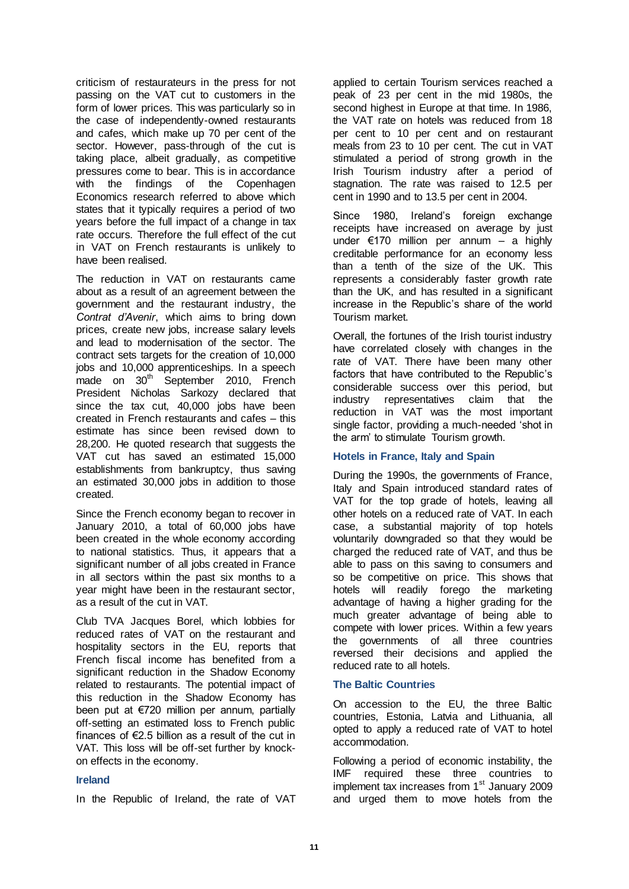criticism of restaurateurs in the press for not passing on the VAT cut to customers in the form of lower prices. This was particularly so in the case of independently-owned restaurants and cafes, which make up 70 per cent of the sector. However, pass-through of the cut is taking place, albeit gradually, as competitive pressures come to bear. This is in accordance with the findings of the Copenhagen Economics research referred to above which states that it typically requires a period of two years before the full impact of a change in tax rate occurs. Therefore the full effect of the cut in VAT on French restaurants is unlikely to have been realised.

The reduction in VAT on restaurants came about as a result of an agreement between the government and the restaurant industry, the *Contrat d'Avenir*, which aims to bring down prices, create new jobs, increase salary levels and lead to modernisation of the sector. The contract sets targets for the creation of 10,000 jobs and 10,000 apprenticeships. In a speech made on 30th September 2010, French President Nicholas Sarkozy declared that since the tax cut, 40,000 jobs have been created in French restaurants and cafes – this estimate has since been revised down to 28,200. He quoted research that suggests the VAT cut has saved an estimated 15,000 establishments from bankruptcy, thus saving an estimated 30,000 jobs in addition to those created.

Since the French economy began to recover in January 2010, a total of 60,000 jobs have been created in the whole economy according to national statistics. Thus, it appears that a significant number of all jobs created in France in all sectors within the past six months to a year might have been in the restaurant sector, as a result of the cut in VAT.

Club TVA Jacques Borel, which lobbies for reduced rates of VAT on the restaurant and hospitality sectors in the EU, reports that French fiscal income has benefited from a significant reduction in the Shadow Economy related to restaurants. The potential impact of this reduction in the Shadow Economy has been put at €720 million per annum, partially off-setting an estimated loss to French public finances of €2.5 billion as a result of the cut in VAT. This loss will be off-set further by knock-on effects in the economy.

### Ireland

In the Republic of Ireland, the rate of VAT applied to certain Tourism services reached a peak of 23 per cent in the mid 1980s, the second highest in Europe at that time. In 1986, the VAT rate on hotels was reduced from 18 per cent to 10 per cent and on restaurant meals from 23 to 10 per cent. The cut in VAT stimulated a period of strong growth in the Irish Tourism industry after a period of stagnation. The rate was raised to 12.5 per cent in 1990 and to 13.5 per cent in 2004.

Since 1980, Ireland's foreign exchange receipts have increased on average by just under €170 million per annum – a highly creditable performance for an economy less than a tenth of the size of the UK. This represents a considerably faster growth rate than the UK, and has resulted in a significant increase in the Republic's share of the world Tourism market.

Overall, the fortunes of the Irish tourist industry have correlated closely with changes in the rate of VAT. There have been many other factors that have contributed to the Republic's considerable success over this period, but industry representatives claim that the reduction in VAT was the most important single factor, providing a much-needed 'shot in the arm' to stimulate Tourism growth.

### Hotels in France, Italy and Spain

During the 1990s, the governments of France, Italy and Spain introduced standard rates of VAT for the top grade of hotels, leaving all other hotels on a reduced rate of VAT. In each case, a substantial majority of top hotels voluntarily downgraded so that they would be charged the reduced rate of VAT, and thus be able to pass on this saving to consumers and so be competitive on price. This shows that hotels will readily forego the marketing advantage of having a higher grading for the much greater advantage of being able to compete with lower prices. Within a few years the governments of all three countries reversed their decisions and applied the reduced rate to all hotels.

### The Baltic Countries

On accession to the EU, the three Baltic countries, Estonia, Latvia and Lithuania, all opted to apply a reduced rate of VAT to hotel accommodation.

Following a period of economic instability, the IMF required these three countries to implement tax increases from 1st January 2009 and urged them to move hotels from the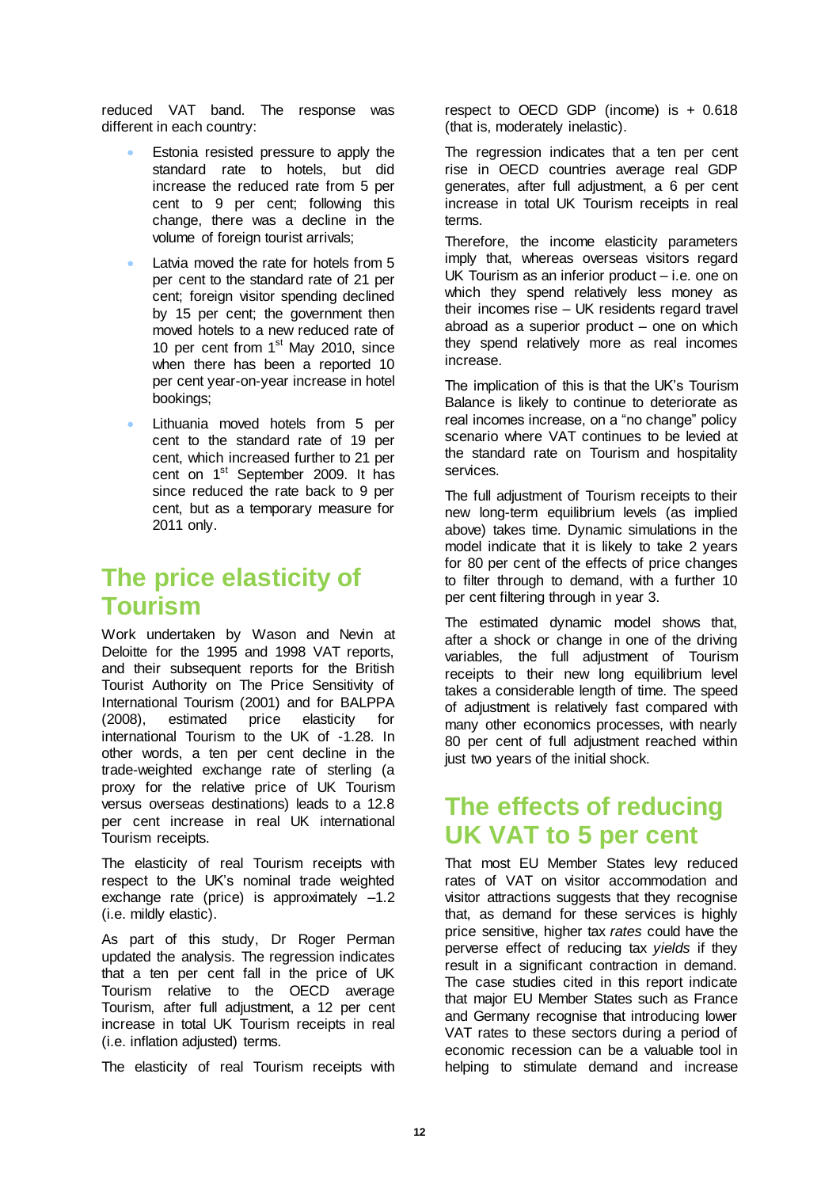reduced VAT band. The response was different in each country:

- Estonia resisted pressure to apply the standard rate to hotels, but did increase the reduced rate from 5 per cent to 9 per cent; following this change, there was a decline in the volume of foreign tourist arrivals;
- Latvia moved the rate for hotels from 5 per cent to the standard rate of 21 per cent; foreign visitor spending declined by 15 per cent; the government then moved hotels to a new reduced rate of 10 per cent from 1st May 2010, since when there has been a reported 10 per cent year-on-year increase in hotel bookings;
- Lithuania moved hotels from 5 per cent to the standard rate of 19 per cent, which increased further to 21 per cent on 1st September 2009. It has since reduced the rate back to 9 per cent, but as a temporary measure for 2011 only.

## The price elasticity of Tourism

Work undertaken by Wason and Nevin at Deloitte for the 1995 and 1998 VAT reports, and their subsequent reports for the British Tourist Authority on The Price Sensitivity of International Tourism (2001) and for BALPPA (2008), estimated price elasticity for international Tourism to the UK of -1.28. In other words, a ten per cent decline in the trade-weighted exchange rate of sterling (a proxy for the relative price of UK Tourism versus overseas destinations) leads to a 12.8 per cent increase in real UK international Tourism receipts.

The elasticity of real Tourism receipts with respect to the UK's nominal trade weighted exchange rate (price) is approximately –1.2 (i.e. mildly elastic).

As part of this study, Dr Roger Perman updated the analysis. The regression indicates that a ten per cent fall in the price of UK Tourism relative to the OECD average Tourism, after full adjustment, a 12 per cent increase in total UK Tourism receipts in real (i.e. inflation adjusted) terms.

The elasticity of real Tourism receipts with respect to OECD GDP (income) is + 0.618 (that is, moderately inelastic).

The regression indicates that a ten per cent rise in OECD countries average real GDP generates, after full adjustment, a 6 per cent increase in total UK Tourism receipts in real terms.

Therefore, the income elasticity parameters imply that, whereas overseas visitors regard UK Tourism as an inferior product – i.e. one on which they spend relatively less money as their incomes rise – UK residents regard travel abroad as a superior product – one on which they spend relatively more as real incomes increase.

The implication of this is that the UK's Tourism Balance is likely to continue to deteriorate as real incomes increase, on a "no change" policy scenario where VAT continues to be levied at the standard rate on Tourism and hospitality services.

The full adjustment of Tourism receipts to their new long-term equilibrium levels (as implied above) takes time. Dynamic simulations in the model indicate that it is likely to take 2 years for 80 per cent of the effects of price changes to filter through to demand, with a further 10 per cent filtering through in year 3.

The estimated dynamic model shows that, after a shock or change in one of the driving variables, the full adjustment of Tourism receipts to their new long equilibrium level takes a considerable length of time. The speed of adjustment is relatively fast compared with many other economics processes, with nearly 80 per cent of full adjustment reached within just two years of the initial shock.

## The effects of reducing UK VAT to 5 per cent

That most EU Member States levy reduced rates of VAT on visitor accommodation and visitor attractions suggests that they recognise that, as demand for these services is highly price sensitive, higher tax *rates* could have the perverse effect of reducing tax *yields* if they result in a significant contraction in demand. The case studies cited in this report indicate that major EU Member States such as France and Germany recognise that introducing lower VAT rates to these sectors during a period of economic recession can be a valuable tool in helping to stimulate demand and increase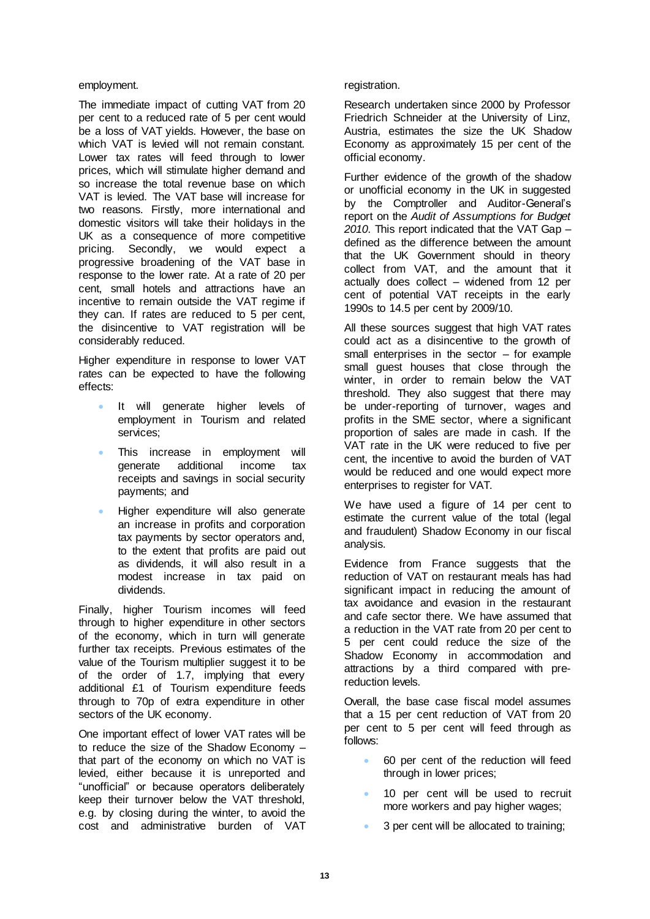employment.

The immediate impact of cutting VAT from 20 per cent to a reduced rate of 5 per cent would be a loss of VAT yields. However, the base on which VAT is levied will not remain constant. Lower tax rates will feed through to lower prices, which will stimulate higher demand and so increase the total revenue base on which VAT is levied. The VAT base will increase for two reasons. Firstly, more international and domestic visitors will take their holidays in the UK as a consequence of more competitive pricing. Secondly, we would expect a progressive broadening of the VAT base in response to the lower rate. At a rate of 20 per cent, small hotels and attractions have an incentive to remain outside the VAT regime if they can. If rates are reduced to 5 per cent, the disincentive to VAT registration will be considerably reduced.

Higher expenditure in response to lower VAT rates can be expected to have the following effects:

- It will generate higher levels of employment in Tourism and related services;
- This increase in employment will generate additional income tax receipts and savings in social security payments; and
- Higher expenditure will also generate an increase in profits and corporation tax payments by sector operators and, to the extent that profits are paid out as dividends, it will also result in a modest increase in tax paid on dividends.

Finally, higher Tourism incomes will feed through to higher expenditure in other sectors of the economy, which in turn will generate further tax receipts. Previous estimates of the value of the Tourism multiplier suggest it to be of the order of 1.7, implying that every additional £1 of Tourism expenditure feeds through to 70p of extra expenditure in other sectors of the UK economy.

One important effect of lower VAT rates will be to reduce the size of the Shadow Economy – that part of the economy on which no VAT is levied, either because it is unreported and "unofficial" or because operators deliberately keep their turnover below the VAT threshold, e.g. by closing during the winter, to avoid the cost and administrative burden of VAT registration.

Research undertaken since 2000 by Professor Friedrich Schneider at the University of Linz, Austria, estimates the size the UK Shadow Economy as approximately 15 per cent of the official economy.

Further evidence of the growth of the shadow or unofficial economy in the UK in suggested by the Comptroller and Auditor-General's report on the *Audit of Assumptions for Budget 2010*. This report indicated that the VAT Gap – defined as the difference between the amount that the UK Government should in theory collect from VAT, and the amount that it actually does collect – widened from 12 per cent of potential VAT receipts in the early 1990s to 14.5 per cent by 2009/10.

All these sources suggest that high VAT rates could act as a disincentive to the growth of small enterprises in the sector – for example small guest houses that close through the winter, in order to remain below the VAT threshold. They also suggest that there may be under-reporting of turnover, wages and profits in the SME sector, where a significant proportion of sales are made in cash. If the VAT rate in the UK were reduced to five per cent, the incentive to avoid the burden of VAT would be reduced and one would expect more enterprises to register for VAT.

We have used a figure of 14 per cent to estimate the current value of the total (legal and fraudulent) Shadow Economy in our fiscal analysis.

Evidence from France suggests that the reduction of VAT on restaurant meals has had significant impact in reducing the amount of tax avoidance and evasion in the restaurant and cafe sector there. We have assumed that a reduction in the VAT rate from 20 per cent to 5 per cent could reduce the size of the Shadow Economy in accommodation and attractions by a third compared with pre-reduction levels.

Overall, the base case fiscal model assumes that a 15 per cent reduction of VAT from 20 per cent to 5 per cent will feed through as follows:

- 60 per cent of the reduction will feed through in lower prices;
- 10 per cent will be used to recruit more workers and pay higher wages;
- 3 per cent will be allocated to training;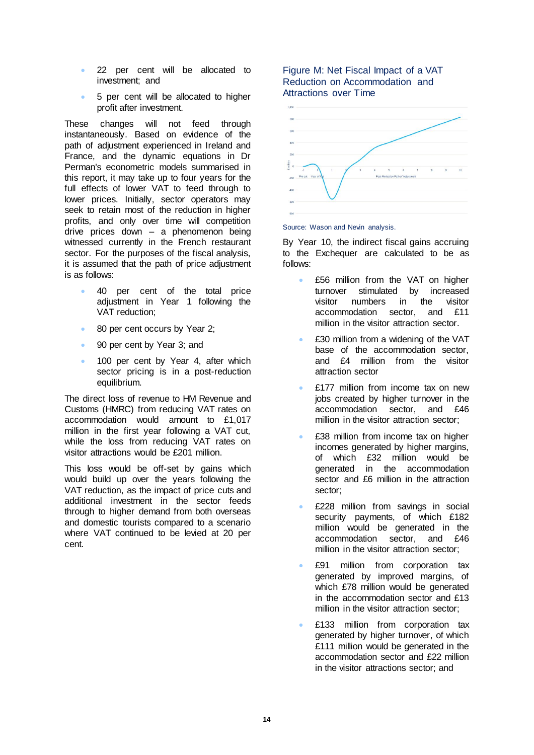- 22 per cent will be allocated to investment; and
- 5 per cent will be allocated to higher profit after investment.

These changes will not feed through instantaneously. Based on evidence of the path of adjustment experienced in Ireland and France, and the dynamic equations in Dr Perman's econometric models summarised in this report, it may take up to four years for the full effects of lower VAT to feed through to lower prices. Initially, sector operators may seek to retain most of the reduction in higher profits, and only over time will competition drive prices down – a phenomenon being witnessed currently in the French restaurant sector. For the purposes of the fiscal analysis, it is assumed that the path of price adjustment is as follows:

- 40 per cent of the total price adjustment in Year 1 following the VAT reduction;
- 80 per cent occurs by Year 2;
- 90 per cent by Year 3; and
- 100 per cent by Year 4, after which sector pricing is in a post-reduction equilibrium.

The direct loss of revenue to HM Revenue and Customs (HMRC) from reducing VAT rates on accommodation would amount to £1,017 million in the first year following a VAT cut, while the loss from reducing VAT rates on visitor attractions would be £201 million.

This loss would be off-set by gains which would build up over the years following the VAT reduction, as the impact of price cuts and additional investment in the sector feeds through to higher demand from both overseas and domestic tourists compared to a scenario where VAT continued to be levied at 20 per cent.

## Figure M: Net Fiscal Impact of a VAT Reduction on Accommodation and Attractions over Time

Source: Wason and Nevin analysis.

By Year 10, the indirect fiscal gains accruing to the Exchequer are calculated to be as follows:

- £56 million from the VAT on higher turnover stimulated by increased visitor numbers in the visitor accommodation sector, and £11 million in the visitor attraction sector.
- £30 million from a widening of the VAT base of the accommodation sector, and £4 million from the visitor attraction sector
- £177 million from income tax on new jobs created by higher turnover in the accommodation sector, and £46 million in the visitor attraction sector;
- £38 million from income tax on higher incomes generated by higher margins, of which £32 million would be generated in the accommodation sector and £6 million in the attraction sector;
- £228 million from savings in social security payments, of which £182 million would be generated in the accommodation sector, and £46 million in the visitor attraction sector;
- £91 million from corporation tax generated by improved margins, of which £78 million would be generated in the accommodation sector and £13 million in the visitor attraction sector;
- £133 million from corporation tax generated by higher turnover, of which £111 million would be generated in the accommodation sector and £22 million in the visitor attractions sector; and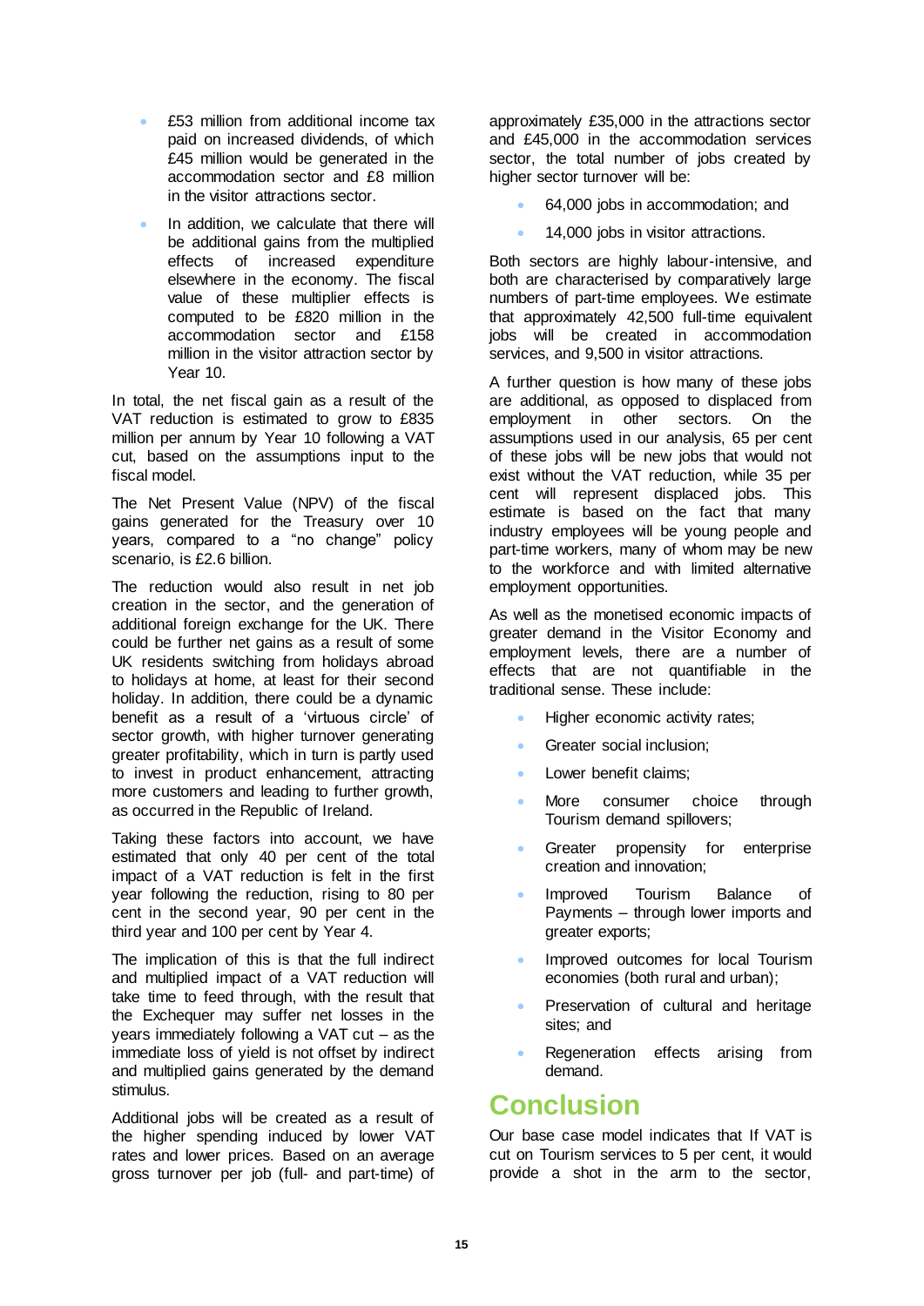- £53 million from additional income tax paid on increased dividends, of which £45 million would be generated in the accommodation sector and £8 million in the visitor attractions sector.
- In addition, we calculate that there will be additional gains from the multiplied effects of increased expenditure elsewhere in the economy. The fiscal value of these multiplier effects is computed to be £820 million in the accommodation sector and £158 million in the visitor attraction sector by Year 10.

In total, the net fiscal gain as a result of the VAT reduction is estimated to grow to £835 million per annum by Year 10 following a VAT cut, based on the assumptions input to the fiscal model.

The Net Present Value (NPV) of the fiscal gains generated for the Treasury over 10 years, compared to a "no change" policy scenario, is £2.6 billion.

The reduction would also result in net job creation in the sector, and the generation of additional foreign exchange for the UK. There could be further net gains as a result of some UK residents switching from holidays abroad to holidays at home, at least for their second holiday. In addition, there could be a dynamic benefit as a result of a 'virtuous circle' of sector growth, with higher turnover generating greater profitability, which in turn is partly used to invest in product enhancement, attracting more customers and leading to further growth, as occurred in the Republic of Ireland.

Taking these factors into account, we have estimated that only 40 per cent of the total impact of a VAT reduction is felt in the first year following the reduction, rising to 80 per cent in the second year, 90 per cent in the third year and 100 per cent by Year 4.

The implication of this is that the full indirect and multiplied impact of a VAT reduction will take time to feed through, with the result that the Exchequer may suffer net losses in the years immediately following a VAT cut – as the immediate loss of yield is not offset by indirect and multiplied gains generated by the demand stimulus.

Additional jobs will be created as a result of the higher spending induced by lower VAT rates and lower prices. Based on an average gross turnover per job (full- and part-time) of approximately £35,000 in the attractions sector and £45,000 in the accommodation services sector, the total number of jobs created by higher sector turnover will be:

- 64,000 jobs in accommodation; and
- 14,000 jobs in visitor attractions.

Both sectors are highly labour-intensive, and both are characterised by comparatively large numbers of part-time employees. We estimate that approximately 42,500 full-time equivalent jobs will be created in accommodation services, and 9,500 in visitor attractions.

A further question is how many of these jobs are additional, as opposed to displaced from employment in other sectors. On the assumptions used in our analysis, 65 per cent of these jobs will be new jobs that would not exist without the VAT reduction, while 35 per cent will represent displaced jobs. This estimate is based on the fact that many industry employees will be young people and part-time workers, many of whom may be new to the workforce and with limited alternative employment opportunities.

As well as the monetised economic impacts of greater demand in the Visitor Economy and employment levels, there are a number of effects that are not quantifiable in the traditional sense. These include:

- Higher economic activity rates;
- Greater social inclusion;
- Lower benefit claims;
- More consumer choice through Tourism demand spillovers;
- Greater propensity for enterprise creation and innovation;
- Improved Tourism Balance of Payments – through lower imports and greater exports;
- Improved outcomes for local Tourism economies (both rural and urban);
- Preservation of cultural and heritage sites; and
- Regeneration effects arising from demand.

# Conclusion

Our base case model indicates that If VAT is cut on Tourism services to 5 per cent, it would provide a shot in the arm to the sector,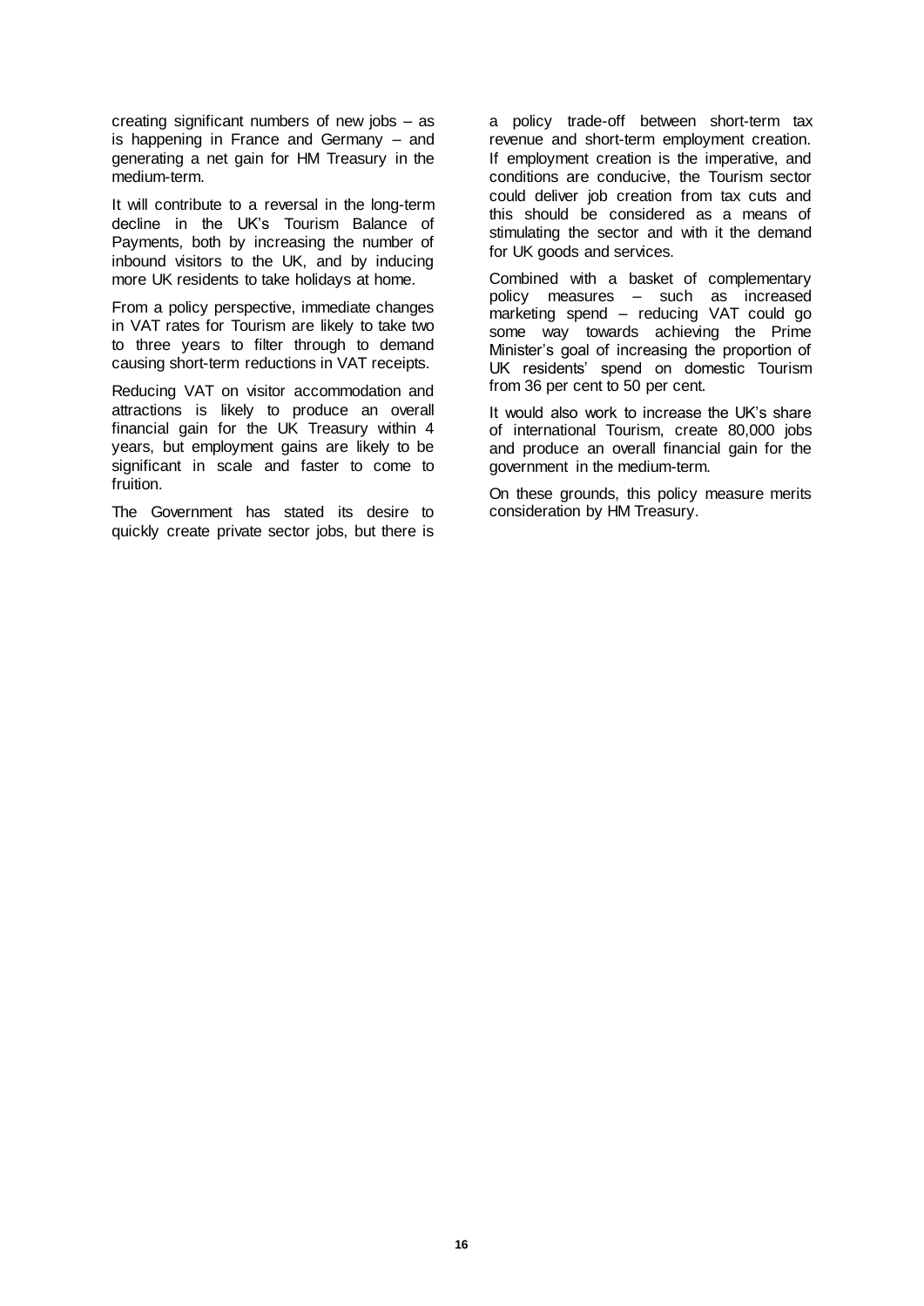creating significant numbers of new jobs – as is happening in France and Germany – and generating a net gain for HM Treasury in the medium-term.

It will contribute to a reversal in the long-term decline in the UK's Tourism Balance of Payments, both by increasing the number of inbound visitors to the UK, and by inducing more UK residents to take holidays at home.

From a policy perspective, immediate changes in VAT rates for Tourism are likely to take two to three years to filter through to demand causing short-term reductions in VAT receipts.

Reducing VAT on visitor accommodation and attractions is likely to produce an overall financial gain for the UK Treasury within 4 years, but employment gains are likely to be significant in scale and faster to come to fruition.

The Government has stated its desire to quickly create private sector jobs, but there is a policy trade-off between short-term tax revenue and short-term employment creation. If employment creation is the imperative, and conditions are conducive, the Tourism sector could deliver job creation from tax cuts and this should be considered as a means of stimulating the sector and with it the demand for UK goods and services.

Combined with a basket of complementary policy measures – such as increased marketing spend – reducing VAT could go some way towards achieving the Prime Minister's goal of increasing the proportion of UK residents' spend on domestic Tourism from 36 per cent to 50 per cent.

It would also work to increase the UK's share of international Tourism, create 80,000 jobs and produce an overall financial gain for the government in the medium-term.

On these grounds, this policy measure merits consideration by HM Treasury.